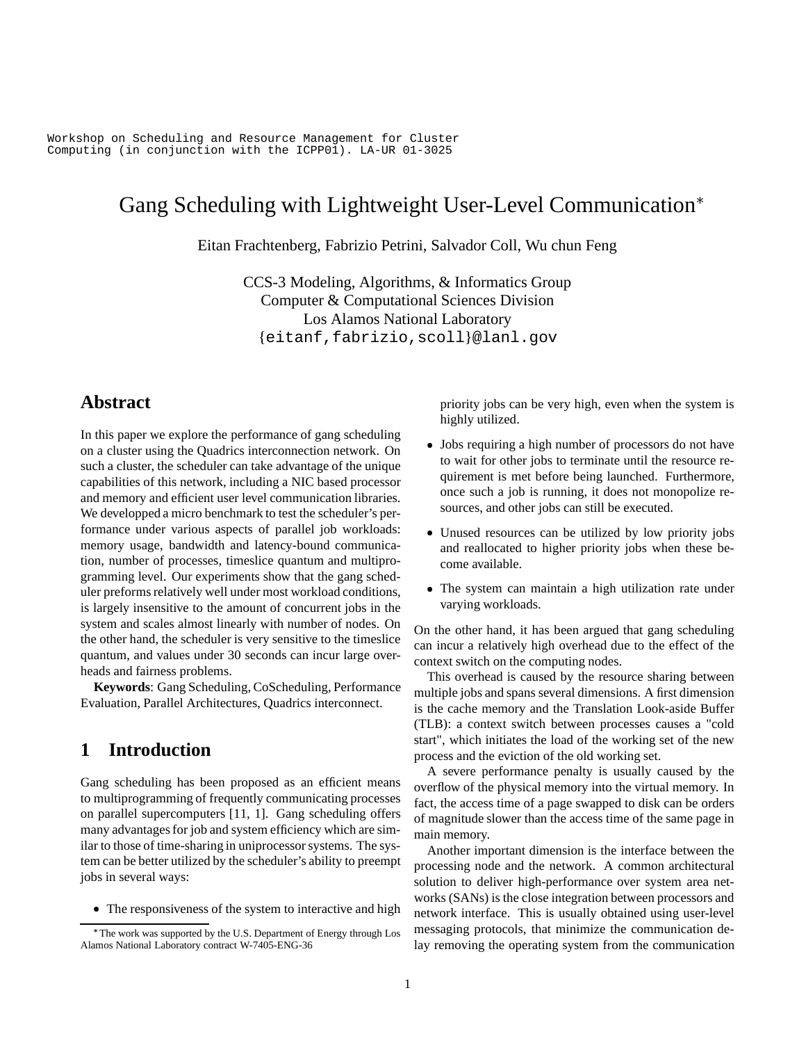Workshop on Scheduling and Resource Management for Cluster Computing (in conjunction with the ICPP01). LA-UR 01-3025

# Gang Scheduling with Lightweight User-Level Communication*

Eitan Frachtenberg, Fabrizio Petrini, Salvador Coll, Wu chun Feng

CCS-3 Modeling, Algorithms, & Informatics Group
Computer & Computational Sciences Division
Los Alamos National Laboratory
{eitanf,fabrizio,scoll}@lanl.gov

## Abstract

In this paper we explore the performance of gang scheduling on a cluster using the Quadrics interconnection network. On such a cluster, the scheduler can take advantage of the unique capabilities of this network, including a NIC based processor and memory and efficient user level communication libraries. We developped a micro benchmark to test the scheduler's performance under various aspects of parallel job workloads: memory usage, bandwidth and latency-bound communication, number of processes, timeslice quantum and multiprogramming level. Our experiments show that the gang scheduler preforms relatively well under most workload conditions, is largely insensitive to the amount of concurrent jobs in the system and scales almost linearly with number of nodes. On the other hand, the scheduler is very sensitive to the timeslice quantum, and values under 30 seconds can incur large overheads and fairness problems.

**Keywords**: Gang Scheduling, CoScheduling, Performance Evaluation, Parallel Architectures, Quadrics interconnect.

## 1 Introduction

Gang scheduling has been proposed as an efficient means to multiprogramming of frequently communicating processes on parallel supercomputers [11, 1]. Gang scheduling offers many advantages for job and system efficiency which are similar to those of time-sharing in uniprocessor systems. The system can be better utilized by the scheduler's ability to preempt jobs in several ways:

- The responsiveness of the system to interactive and high priority jobs can be very high, even when the system is highly utilized.
- Jobs requiring a high number of processors do not have to wait for other jobs to terminate until the resource requirement is met before being launched. Furthermore, once such a job is running, it does not monopolize resources, and other jobs can still be executed.
- Unused resources can be utilized by low priority jobs and reallocated to higher priority jobs when these become available.
- The system can maintain a high utilization rate under varying workloads.

On the other hand, it has been argued that gang scheduling can incur a relatively high overhead due to the effect of the context switch on the computing nodes.

This overhead is caused by the resource sharing between multiple jobs and spans several dimensions. A first dimension is the cache memory and the Translation Look-aside Buffer (TLB): a context switch between processes causes a "cold start", which initiates the load of the working set of the new process and the eviction of the old working set.

A severe performance penalty is usually caused by the overflow of the physical memory into the virtual memory. In fact, the access time of a page swapped to disk can be orders of magnitude slower than the access time of the same page in main memory.

Another important dimension is the interface between the processing node and the network. A common architectural solution to deliver high-performance over system area networks (SANs) is the close integration between processors and network interface. This is usually obtained using user-level messaging protocols, that minimize the communication delay removing the operating system from the communication

*The work was supported by the U.S. Department of Energy through Los Alamos National Laboratory contract W-7405-ENG-36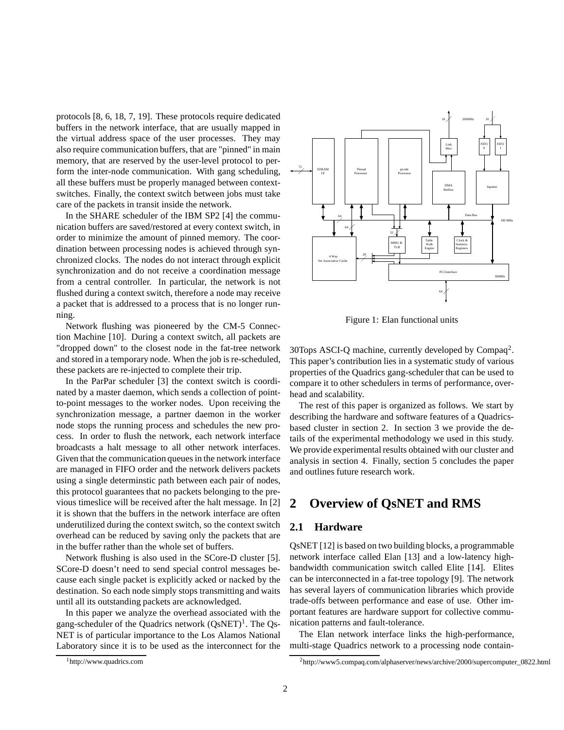protocols [8, 6, 18, 7, 19]. These protocols require dedicated buffers in the network interface, that are usually mapped in the virtual address space of the user processes. They may also require communication buffers, that are "pinned" in main memory, that are reserved by the user-level protocol to perform the inter-node communication. With gang scheduling, all these buffers must be properly managed between context-switches. Finally, the context switch between jobs must take care of the packets in transit inside the network.

In the SHARE scheduler of the IBM SP2 [4] the communication buffers are saved/restored at every context switch, in order to minimize the amount of pinned memory. The coordination between processing nodes is achieved through synchronized clocks. The nodes do not interact through explicit synchronization and do not receive a coordination message from a central controller. In particular, the network is not flushed during a context switch, therefore a node may receive a packet that is addressed to a process that is no longer running.

Network flushing was pioneered by the CM-5 Connection Machine [10]. During a context switch, all packets are "dropped down" to the closest node in the fat-tree network and stored in a temporary node. When the job is re-scheduled, these packets are re-injected to complete their trip.

In the ParPar scheduler [3] the context switch is coordinated by a master daemon, which sends a collection of point-to-point messages to the worker nodes. Upon receiving the synchronization message, a partner daemon in the worker node stops the running process and schedules the new process. In order to flush the network, each network interface broadcasts a halt message to all other network interfaces. Given that the communication queues in the network interface are managed in FIFO order and the network delivers packets using a single determinstic path between each pair of nodes, this protocol guarantees that no packets belonging to the previous timeslice will be received after the halt message. In [2] it is shown that the buffers in the network interface are often underutilized during the context switch, so the context switch overhead can be reduced by saving only the packets that are in the buffer rather than the whole set of buffers.

Network flushing is also used in the SCore-D cluster [5]. SCore-D doesn't need to send special control messages because each single packet is explicitly acked or nacked by the destination. So each node simply stops transmitting and waits until all its outstanding packets are acknowledged.

In this paper we analyze the overhead associated with the gang-scheduler of the Quadrics network (QsNET)[1]. The QsNET is of particular importance to the Los Alamos National Laboratory since it is to be used as the interconnect for the 30Tops ASCI-Q machine, currently developed by Compaq[2]. This paper's contribution lies in a systematic study of various properties of the Quadrics gang-scheduler that can be used to compare it to other schedulers in terms of performance, overhead and scalability.

[1] http://www.quadrics.com

[2] http://www5.compaq.com/alphaserver/news/archive/2000/supercomputer_0822.html

Figure 1: Elan functional units

The rest of this paper is organized as follows. We start by describing the hardware and software features of a Quadrics-based cluster in section 2. In section 3 we provide the details of the experimental methodology we used in this study. We provide experimental results obtained with our cluster and analysis in section 4. Finally, section 5 concludes the paper and outlines future research work.

# 2 Overview of QsNET and RMS

## 2.1 Hardware

QsNET [12] is based on two building blocks, a programmable network interface called Elan [13] and a low-latency high-bandwidth communication switch called Elite [14]. Elites can be interconnected in a fat-tree topology [9]. The network has several layers of communication libraries which provide trade-offs between performance and ease of use. Other important features are hardware support for collective communication patterns and fault-tolerance.

The Elan network interface links the high-performance, multi-stage Quadrics network to a processing node contain-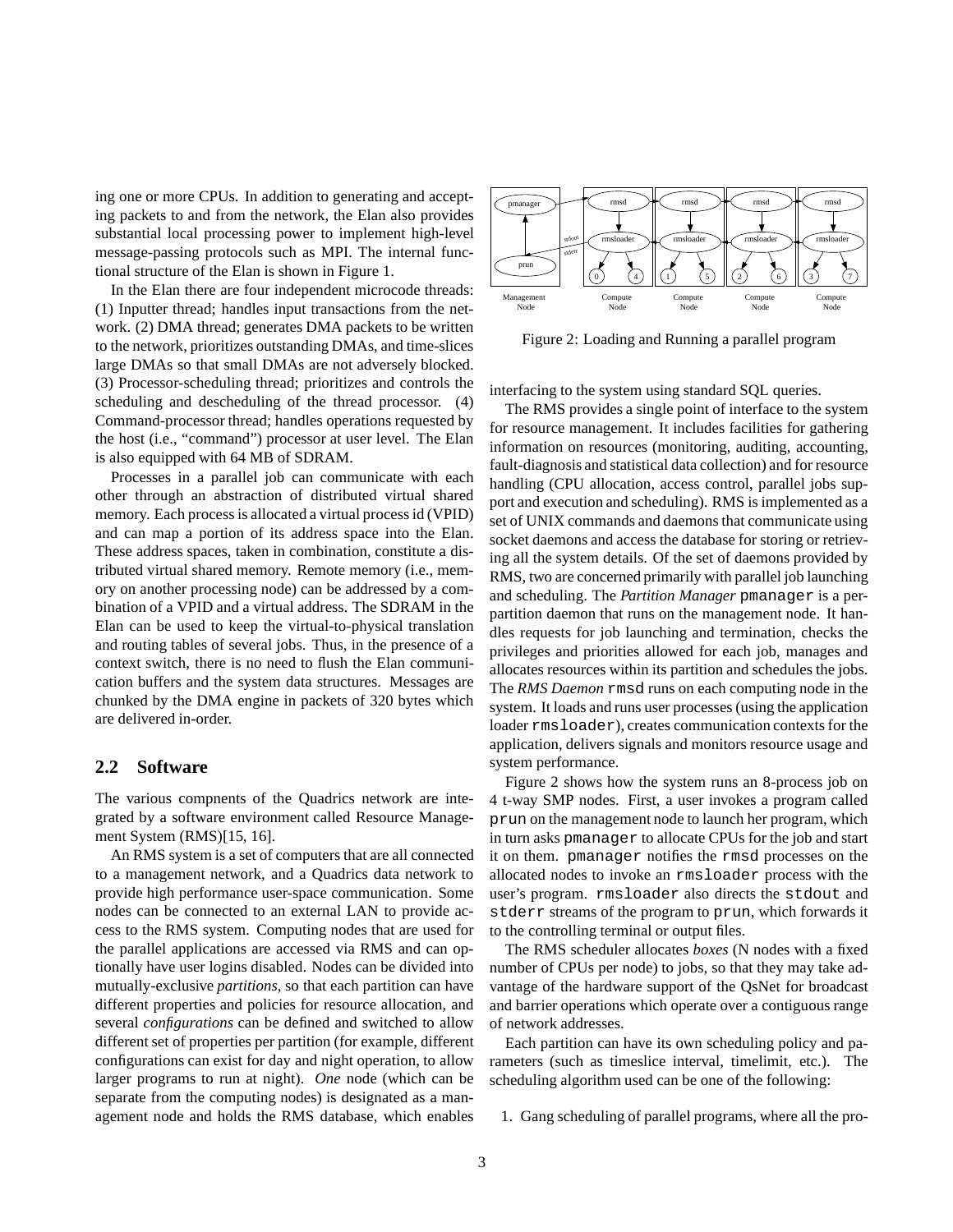ing one or more CPUs. In addition to generating and accepting packets to and from the network, the Elan also provides substantial local processing power to implement high-level message-passing protocols such as MPI. The internal functional structure of the Elan is shown in Figure 1.

In the Elan there are four independent microcode threads: (1) Inputter thread; handles input transactions from the network. (2) DMA thread; generates DMA packets to be written to the network, prioritizes outstanding DMAs, and time-slices large DMAs so that small DMAs are not adversely blocked. (3) Processor-scheduling thread; prioritizes and controls the scheduling and descheduling of the thread processor. (4) Command-processor thread; handles operations requested by the host (i.e., "command") processor at user level. The Elan is also equipped with 64 MB of SDRAM.

Processes in a parallel job can communicate with each other through an abstraction of distributed virtual shared memory. Each process is allocated a virtual process id (VPID) and can map a portion of its address space into the Elan. These address spaces, taken in combination, constitute a distributed virtual shared memory. Remote memory (i.e., memory on another processing node) can be addressed by a combination of a VPID and a virtual address. The SDRAM in the Elan can be used to keep the virtual-to-physical translation and routing tables of several jobs. Thus, in the presence of a context switch, there is no need to flush the Elan communication buffers and the system data structures. Messages are chunked by the DMA engine in packets of 320 bytes which are delivered in-order.

## 2.2 Software

The various compnents of the Quadrics network are integrated by a software environment called Resource Management System (RMS)[15, 16].

An RMS system is a set of computers that are all connected to a management network, and a Quadrics data network to provide high performance user-space communication. Some nodes can be connected to an external LAN to provide access to the RMS system. Computing nodes that are used for the parallel applications are accessed via RMS and can optionally have user logins disabled. Nodes can be divided into mutually-exclusive *partitions*, so that each partition can have different properties and policies for resource allocation, and several *configurations* can be defined and switched to allow different set of properties per partition (for example, different configurations can exist for day and night operation, to allow larger programs to run at night). *One* node (which can be separate from the computing nodes) is designated as a management node and holds the RMS database, which enables interfacing to the system using standard SQL queries.

Figure 2: Loading and Running a parallel program

The RMS provides a single point of interface to the system for resource management. It includes facilities for gathering information on resources (monitoring, auditing, accounting, fault-diagnosis and statistical data collection) and for resource handling (CPU allocation, access control, parallel jobs support and execution and scheduling). RMS is implemented as a set of UNIX commands and daemons that communicate using socket daemons and access the database for storing or retrieving all the system details. Of the set of daemons provided by RMS, two are concerned primarily with parallel job launching and scheduling. The *Partition Manager* `pmanager` is a per-partition daemon that runs on the management node. It handles requests for job launching and termination, checks the privileges and priorities allowed for each job, manages and allocates resources within its partition and schedules the jobs. The *RMS Daemon* `rmsd` runs on each computing node in the system. It loads and runs user processes (using the application loader `rmsloader`), creates communication contexts for the application, delivers signals and monitors resource usage and system performance.

Figure 2 shows how the system runs an 8-process job on 4 t-way SMP nodes. First, a user invokes a program called `prun` on the management node to launch her program, which in turn asks `pmanager` to allocate CPUs for the job and start it on them. `pmanager` notifies the `rmsd` processes on the allocated nodes to invoke an `rmsloader` process with the user's program. `rmsloader` also directs the `stdout` and `stderr` streams of the program to `prun`, which forwards it to the controlling terminal or output files.

The RMS scheduler allocates *boxes* (N nodes with a fixed number of CPUs per node) to jobs, so that they may take advantage of the hardware support of the QsNet for broadcast and barrier operations which operate over a contiguous range of network addresses.

Each partition can have its own scheduling policy and parameters (such as timeslice interval, timelimit, etc.). The scheduling algorithm used can be one of the following:

1. Gang scheduling of parallel programs, where all the pro-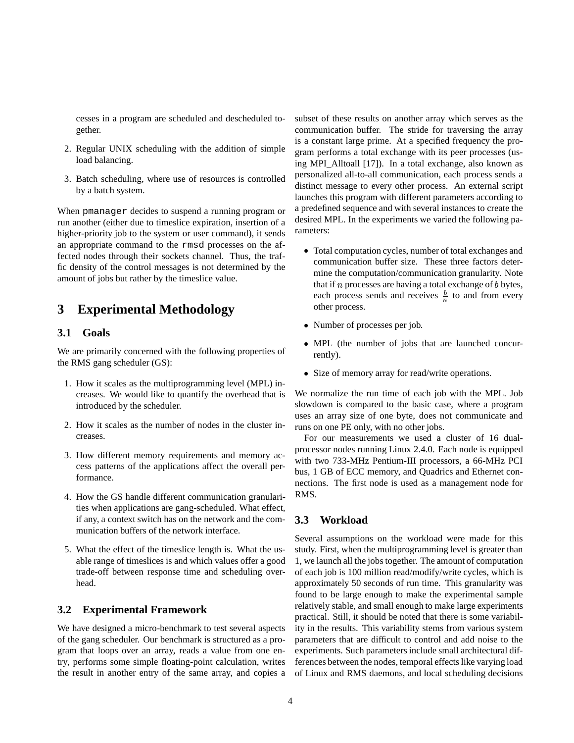cesses in a program are scheduled and descheduled together.

2. Regular UNIX scheduling with the addition of simple load balancing.
3. Batch scheduling, where use of resources is controlled by a batch system.

When `pmanager` decides to suspend a running program or run another (either due to timeslice expiration, insertion of a higher-priority job to the system or user command), it sends an appropriate command to the `rmsd` processes on the affected nodes through their sockets channel. Thus, the traffic density of the control messages is not determined by the amount of jobs but rather by the timeslice value.

# 3 Experimental Methodology

## 3.1 Goals

We are primarily concerned with the following properties of the RMS gang scheduler (GS):

1. How it scales as the multiprogramming level (MPL) increases. We would like to quantify the overhead that is introduced by the scheduler.
2. How it scales as the number of nodes in the cluster increases.
3. How different memory requirements and memory access patterns of the applications affect the overall performance.
4. How the GS handle different communication granularities when applications are gang-scheduled. What effect, if any, a context switch has on the network and the communication buffers of the network interface.
5. What the effect of the timeslice length is. What the usable range of timeslices is and which values offer a good trade-off between response time and scheduling overhead.

## 3.2 Experimental Framework

We have designed a micro-benchmark to test several aspects of the gang scheduler. Our benchmark is structured as a program that loops over an array, reads a value from one entry, performs some simple floating-point calculation, writes the result in another entry of the same array, and copies a subset of these results on another array which serves as the communication buffer. The stride for traversing the array is a constant large prime. At a specified frequency the program performs a total exchange with its peer processes (using MPI_Alltoall [17]). In a total exchange, also known as personalized all-to-all communication, each process sends a distinct message to every other process. An external script launches this program with different parameters according to a predefined sequence and with several instances to create the desired MPL. In the experiments we varied the following parameters:

- Total computation cycles, number of total exchanges and communication buffer size. These three factors determine the computation/communication granularity. Note that if $n$ processes are having a total exchange of $b$ bytes, each process sends and receives $\frac{b}{n}$ to and from every other process.
- Number of processes per job.
- MPL (the number of jobs that are launched concurrently).
- Size of memory array for read/write operations.

We normalize the run time of each job with the MPL. Job slowdown is compared to the basic case, where a program uses an array size of one byte, does not communicate and runs on one PE only, with no other jobs.

For our measurements we used a cluster of 16 dual-processor nodes running Linux 2.4.0. Each node is equipped with two 733-MHz Pentium-III processors, a 66-MHz PCI bus, 1 GB of ECC memory, and Quadrics and Ethernet connections. The first node is used as a management node for RMS.

## 3.3 Workload

Several assumptions on the workload were made for this study. First, when the multiprogramming level is greater than 1, we launch all the jobs together. The amount of computation of each job is 100 million read/modify/write cycles, which is approximately 50 seconds of run time. This granularity was found to be large enough to make the experimental sample relatively stable, and small enough to make large experiments practical. Still, it should be noted that there is some variability in the results. This variability stems from various system parameters that are difficult to control and add noise to the experiments. Such parameters include small architectural differences between the nodes, temporal effects like varying load of Linux and RMS daemons, and local scheduling decisions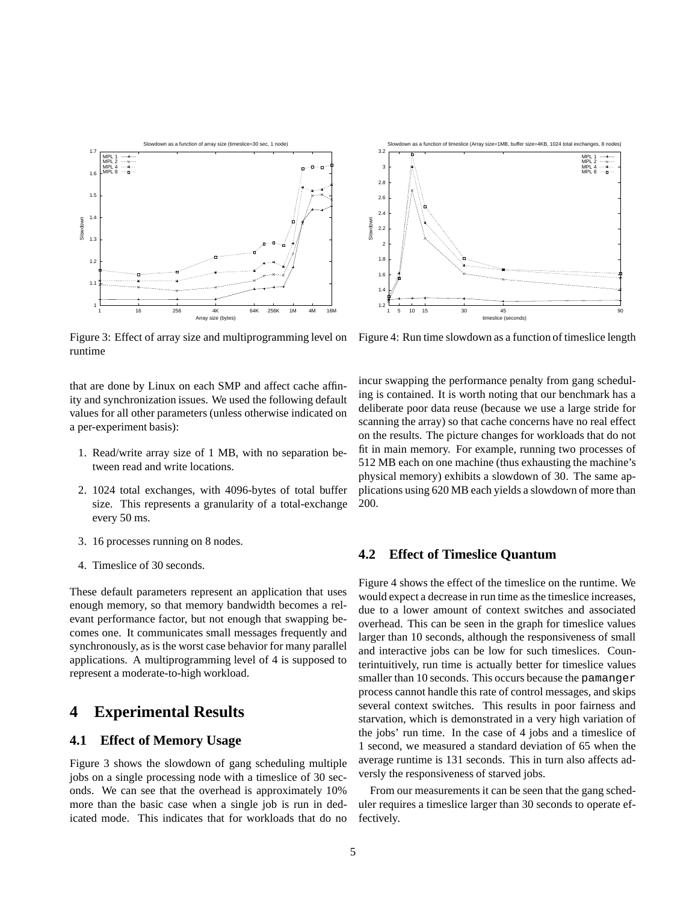Figure 3: Effect of array size and multiprogramming level on runtime

Figure 4: Run time slowdown as a function of timeslice length

that are done by Linux on each SMP and affect cache affinity and synchronization issues. We used the following default values for all other parameters (unless otherwise indicated on a per-experiment basis):

1. Read/write array size of 1 MB, with no separation between read and write locations.
2. 1024 total exchanges, with 4096-bytes of total buffer size. This represents a granularity of a total-exchange every 50 ms.
3. 16 processes running on 8 nodes.
4. Timeslice of 30 seconds.

These default parameters represent an application that uses enough memory, so that memory bandwidth becomes a relevant performance factor, but not enough that swapping becomes one. It communicates small messages frequently and synchronously, as is the worst case behavior for many parallel applications. A multiprogramming level of 4 is supposed to represent a moderate-to-high workload.

# 4 Experimental Results

## 4.1 Effect of Memory Usage

Figure 3 shows the slowdown of gang scheduling multiple jobs on a single processing node with a timeslice of 30 seconds. We can see that the overhead is approximately 10% more than the basic case when a single job is run in dedicated mode. This indicates that for workloads that do no incur swapping the performance penalty from gang scheduling is contained. It is worth noting that our benchmark has a deliberate poor data reuse (because we use a large stride for scanning the array) so that cache concerns have no real effect on the results. The picture changes for workloads that do not fit in main memory. For example, running two processes of 512 MB each on one machine (thus exhausting the machine's physical memory) exhibits a slowdown of 30. The same applications using 620 MB each yields a slowdown of more than 200.

## 4.2 Effect of Timeslice Quantum

Figure 4 shows the effect of the timeslice on the runtime. We would expect a decrease in run time as the timeslice increases, due to a lower amount of context switches and associated overhead. This can be seen in the graph for timeslice values larger than 10 seconds, although the responsiveness of small and interactive jobs can be low for such timeslices. Counterintuitively, run time is actually better for timeslice values smaller than 10 seconds. This occurs because the `pamanger` process cannot handle this rate of control messages, and skips several context switches. This results in poor fairness and starvation, which is demonstrated in a very high variation of the jobs' run time. In the case of 4 jobs and a timeslice of 1 second, we measured a standard deviation of 65 when the average runtime is 131 seconds. This in turn also affects adversly the responsiveness of starved jobs.

From our measurements it can be seen that the gang scheduler requires a timeslice larger than 30 seconds to operate effectively.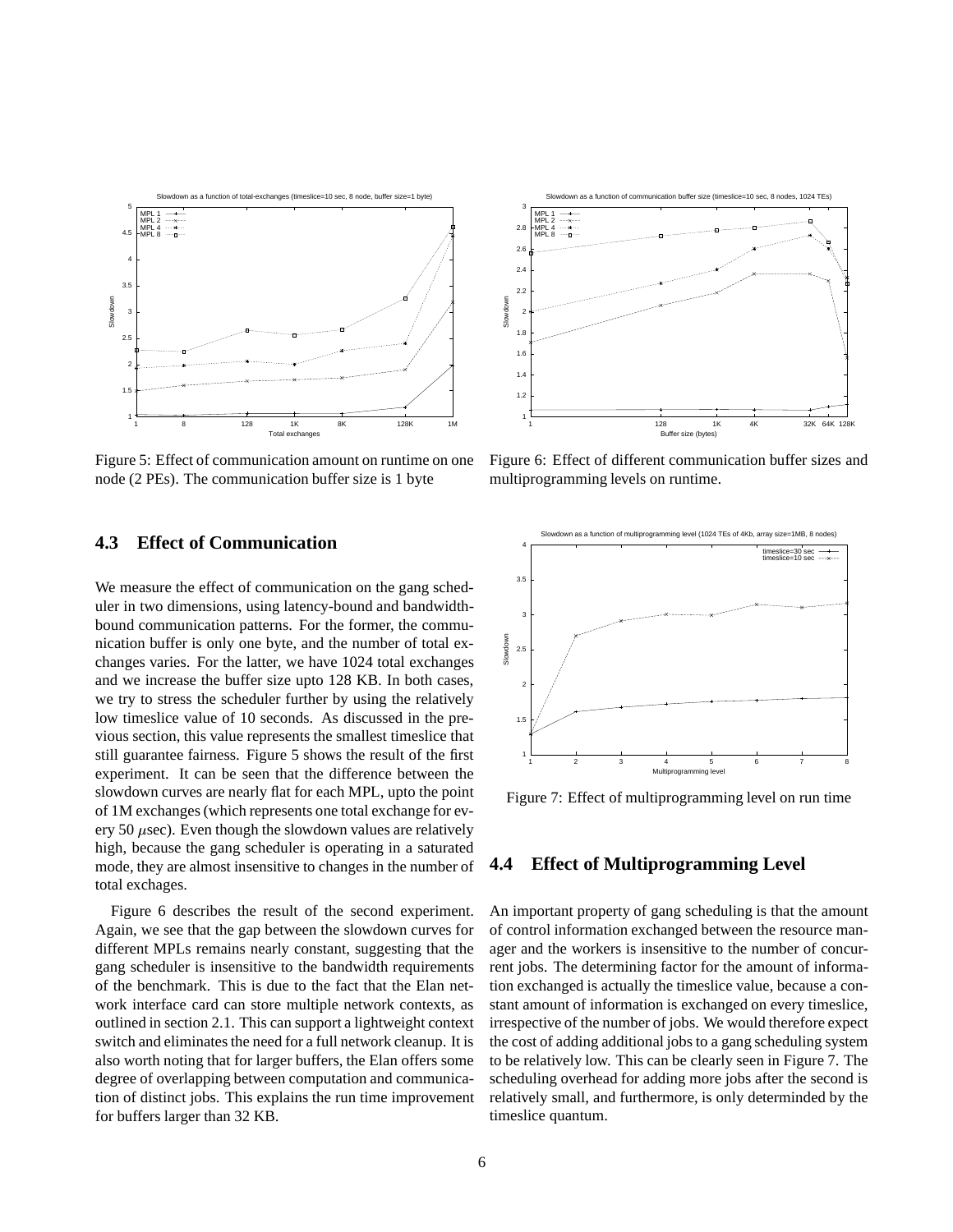Figure 5: Effect of communication amount on runtime on one node (2 PEs). The communication buffer size is 1 byte

Figure 6: Effect of different communication buffer sizes and multiprogramming levels on runtime.

### 4.3 Effect of Communication

We measure the effect of communication on the gang scheduler in two dimensions, using latency-bound and bandwidth-bound communication patterns. For the former, the communication buffer is only one byte, and the number of total exchanges varies. For the latter, we have 1024 total exchanges and we increase the buffer size upto 128 KB. In both cases, we try to stress the scheduler further by using the relatively low timeslice value of 10 seconds. As discussed in the previous section, this value represents the smallest timeslice that still guarantee fairness. Figure 5 shows the result of the first experiment. It can be seen that the difference between the slowdown curves are nearly flat for each MPL, upto the point of 1M exchanges (which represents one total exchange for every 50 $\mu$sec). Even though the slowdown values are relatively high, because the gang scheduler is operating in a saturated mode, they are almost insensitive to changes in the number of total exchages.

Figure 6 describes the result of the second experiment. Again, we see that the gap between the slowdown curves for different MPLs remains nearly constant, suggesting that the gang scheduler is insensitive to the bandwidth requirements of the benchmark. This is due to the fact that the Elan network interface card can store multiple network contexts, as outlined in section 2.1. This can support a lightweight context switch and eliminates the need for a full network cleanup. It is also worth noting that for larger buffers, the Elan offers some degree of overlapping between computation and communication of distinct jobs. This explains the run time improvement for buffers larger than 32 KB.

Figure 7: Effect of multiprogramming level on run time

### 4.4 Effect of Multiprogramming Level

An important property of gang scheduling is that the amount of control information exchanged between the resource manager and the workers is insensitive to the number of concurrent jobs. The determining factor for the amount of information exchanged is actually the timeslice value, because a constant amount of information is exchanged on every timeslice, irrespective of the number of jobs. We would therefore expect the cost of adding additional jobs to a gang scheduling system to be relatively low. This can be clearly seen in Figure 7. The scheduling overhead for adding more jobs after the second is relatively small, and furthermore, is only determinded by the timeslice quantum.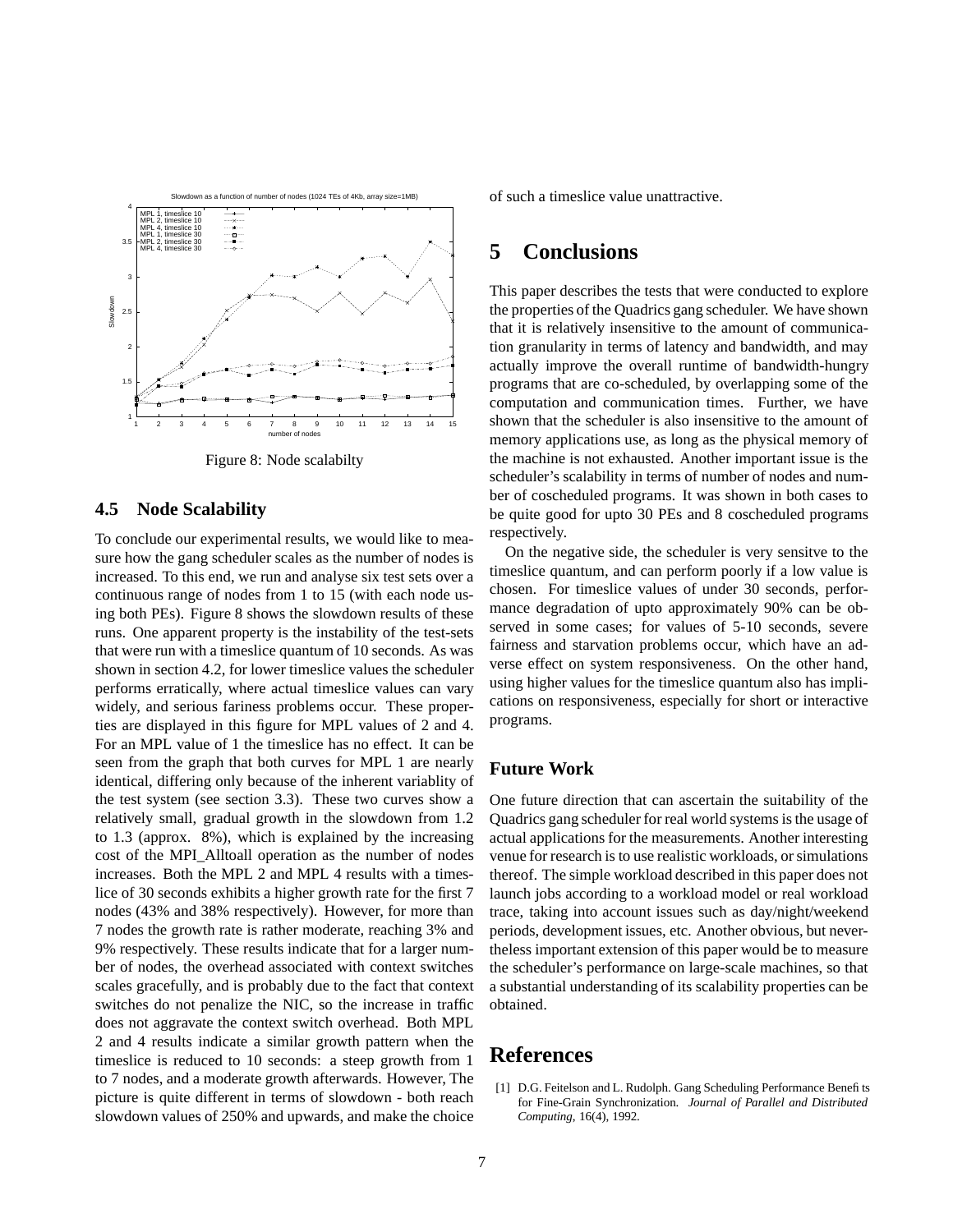Figure 8: Node scalabilty

### 4.5 Node Scalability

To conclude our experimental results, we would like to measure how the gang scheduler scales as the number of nodes is increased. To this end, we run and analyse six test sets over a continuous range of nodes from 1 to 15 (with each node using both PEs). Figure 8 shows the slowdown results of these runs. One apparent property is the instability of the test-sets that were run with a timeslice quantum of 10 seconds. As was shown in section 4.2, for lower timeslice values the scheduler performs erratically, where actual timeslice values can vary widely, and serious fariness problems occur. These properties are displayed in this figure for MPL values of 2 and 4. For an MPL value of 1 the timeslice has no effect. It can be seen from the graph that both curves for MPL 1 are nearly identical, differing only because of the inherent variablity of the test system (see section 3.3). These two curves show a relatively small, gradual growth in the slowdown from 1.2 to 1.3 (approx. 8%), which is explained by the increasing cost of the MPI_Alltoall operation as the number of nodes increases. Both the MPL 2 and MPL 4 results with a timeslice of 30 seconds exhibits a higher growth rate for the first 7 nodes (43% and 38% respectively). However, for more than 7 nodes the growth rate is rather moderate, reaching 3% and 9% respectively. These results indicate that for a larger number of nodes, the overhead associated with context switches scales gracefully, and is probably due to the fact that context switches do not penalize the NIC, so the increase in traffic does not aggravate the context switch overhead. Both MPL 2 and 4 results indicate a similar growth pattern when the timeslice is reduced to 10 seconds: a steep growth from 1 to 7 nodes, and a moderate growth afterwards. However, The picture is quite different in terms of slowdown - both reach slowdown values of 250% and upwards, and make the choice of such a timeslice value unattractive.

## 5 Conclusions

This paper describes the tests that were conducted to explore the properties of the Quadrics gang scheduler. We have shown that it is relatively insensitive to the amount of communication granularity in terms of latency and bandwidth, and may actually improve the overall runtime of bandwidth-hungry programs that are co-scheduled, by overlapping some of the computation and communication times. Further, we have shown that the scheduler is also insensitive to the amount of memory applications use, as long as the physical memory of the machine is not exhausted. Another important issue is the scheduler's scalability in terms of number of nodes and number of coscheduled programs. It was shown in both cases to be quite good for upto 30 PEs and 8 coscheduled programs respectively.

On the negative side, the scheduler is very sensitve to the timeslice quantum, and can perform poorly if a low value is chosen. For timeslice values of under 30 seconds, performance degradation of upto approximately 90% can be observed in some cases; for values of 5-10 seconds, severe fairness and starvation problems occur, which have an adverse effect on system responsiveness. On the other hand, using higher values for the timeslice quantum also has implications on responsiveness, especially for short or interactive programs.

### Future Work

One future direction that can ascertain the suitability of the Quadrics gang scheduler for real world systems is the usage of actual applications for the measurements. Another interesting venue for research is to use realistic workloads, or simulations thereof. The simple workload described in this paper does not launch jobs according to a workload model or real workload trace, taking into account issues such as day/night/weekend periods, development issues, etc. Another obvious, but nevertheless important extension of this paper would be to measure the scheduler's performance on large-scale machines, so that a substantial understanding of its scalability properties can be obtained.

## References

[1] D.G. Feitelson and L. Rudolph. Gang Scheduling Performance Benefits for Fine-Grain Synchronization. *Journal of Parallel and Distributed Computing*, 16(4), 1992.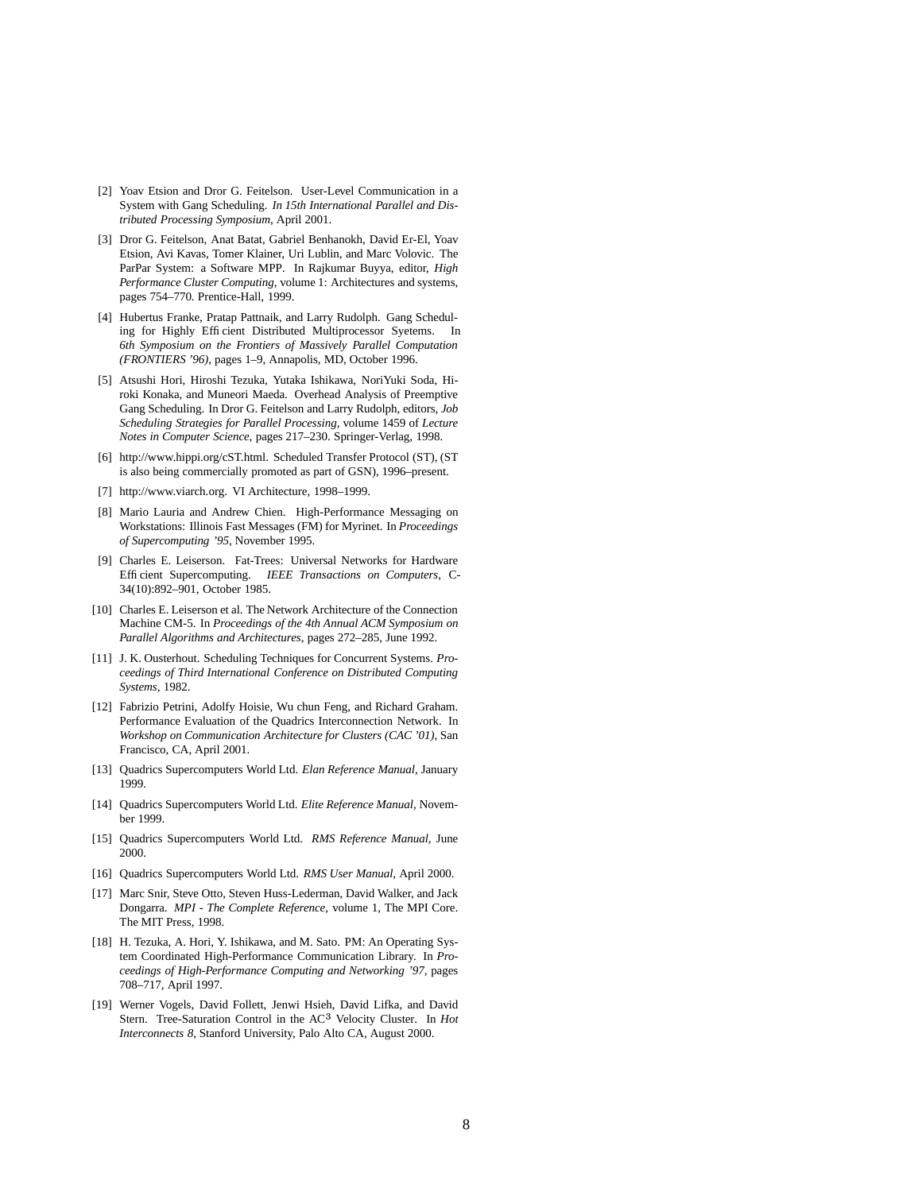[2] Yoav Etsion and Dror G. Feitelson. User-Level Communication in a System with Gang Scheduling. *In 15th International Parallel and Distributed Processing Symposium*, April 2001.

[3] Dror G. Feitelson, Anat Batat, Gabriel Benhanokh, David Er-El, Yoav Etsion, Avi Kavas, Tomer Klainer, Uri Lublin, and Marc Volovic. The ParPar System: a Software MPP. In Rajkumar Buyya, editor, *High Performance Cluster Computing*, volume 1: Architectures and systems, pages 754–770. Prentice-Hall, 1999.

[4] Hubertus Franke, Pratap Pattnaik, and Larry Rudolph. Gang Scheduling for Highly Efficient Distributed Multiprocessor Syetems. In *6th Symposium on the Frontiers of Massively Parallel Computation (FRONTIERS '96)*, pages 1–9, Annapolis, MD, October 1996.

[5] Atsushi Hori, Hiroshi Tezuka, Yutaka Ishikawa, NoriYuki Soda, Hiroki Konaka, and Muneori Maeda. Overhead Analysis of Preemptive Gang Scheduling. In Dror G. Feitelson and Larry Rudolph, editors, *Job Scheduling Strategies for Parallel Processing*, volume 1459 of *Lecture Notes in Computer Science*, pages 217–230. Springer-Verlag, 1998.

[6] http://www.hippi.org/cST.html. Scheduled Transfer Protocol (ST), (ST is also being commercially promoted as part of GSN), 1996–present.

[7] http://www.viarch.org. VI Architecture, 1998–1999.

[8] Mario Lauria and Andrew Chien. High-Performance Messaging on Workstations: Illinois Fast Messages (FM) for Myrinet. In *Proceedings of Supercomputing '95*, November 1995.

[9] Charles E. Leiserson. Fat-Trees: Universal Networks for Hardware Efficient Supercomputing. *IEEE Transactions on Computers*, C-34(10):892–901, October 1985.

[10] Charles E. Leiserson et al. The Network Architecture of the Connection Machine CM-5. In *Proceedings of the 4th Annual ACM Symposium on Parallel Algorithms and Architectures*, pages 272–285, June 1992.

[11] J. K. Ousterhout. Scheduling Techniques for Concurrent Systems. *Proceedings of Third International Conference on Distributed Computing Systems*, 1982.

[12] Fabrizio Petrini, Adolfy Hoisie, Wu chun Feng, and Richard Graham. Performance Evaluation of the Quadrics Interconnection Network. In *Workshop on Communication Architecture for Clusters (CAC '01)*, San Francisco, CA, April 2001.

[13] Quadrics Supercomputers World Ltd. *Elan Reference Manual*, January 1999.

[14] Quadrics Supercomputers World Ltd. *Elite Reference Manual*, November 1999.

[15] Quadrics Supercomputers World Ltd. *RMS Reference Manual*, June 2000.

[16] Quadrics Supercomputers World Ltd. *RMS User Manual*, April 2000.

[17] Marc Snir, Steve Otto, Steven Huss-Lederman, David Walker, and Jack Dongarra. *MPI - The Complete Reference*, volume 1, The MPI Core. The MIT Press, 1998.

[18] H. Tezuka, A. Hori, Y. Ishikawa, and M. Sato. PM: An Operating System Coordinated High-Performance Communication Library. In *Proceedings of High-Performance Computing and Networking '97*, pages 708–717, April 1997.

[19] Werner Vogels, David Follett, Jenwi Hsieh, David Lifka, and David Stern. Tree-Saturation Control in the AC$^3$ Velocity Cluster. In *Hot Interconnects 8*, Stanford University, Palo Alto CA, August 2000.